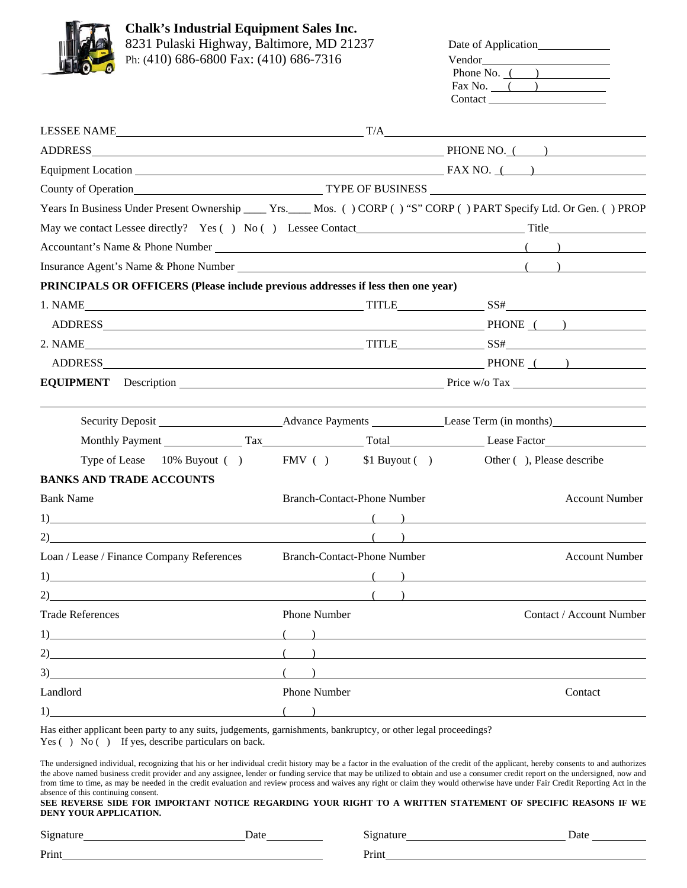**Chalk's Industrial Equipment Sales Inc.**
8231 Pulaski Highway, Baltimore, MD 21237
Ph: (410) 686-6800 Fax: (410) 686-7316

Date of Application\_\_\_\_\_\_\_\_\_\_
Vendor\_\_\_\_\_\_\_\_\_\_
Phone No. ( )\_\_\_\_\_\_\_\_\_\_
Fax No. ( )\_\_\_\_\_\_\_\_\_\_
Contact\_\_\_\_\_\_\_\_\_\_

LESSEE NAME\_\_\_\_\_\_\_\_\_\_ T/A\_\_\_\_\_\_\_\_\_\_

ADDRESS\_\_\_\_\_\_\_\_\_\_ PHONE NO. ( )\_\_\_\_\_\_\_\_\_\_

Equipment Location\_\_\_\_\_\_\_\_\_\_ FAX NO. ( )\_\_\_\_\_\_\_\_\_\_

County of Operation\_\_\_\_\_\_\_\_\_\_ TYPE OF BUSINESS\_\_\_\_\_\_\_\_\_\_

Years In Business Under Present Ownership \_\_\_\_ Yrs.\_\_\_\_ Mos. ( ) CORP ( ) "S" CORP ( ) PART Specify Ltd. Or Gen. ( ) PROP

May we contact Lessee directly? Yes ( ) No ( ) Lessee Contact\_\_\_\_\_\_\_\_\_\_ Title\_\_\_\_\_\_\_\_\_\_

Accountant's Name & Phone Number\_\_\_\_\_\_\_\_\_\_ ( )\_\_\_\_\_\_\_\_\_\_

Insurance Agent's Name & Phone Number\_\_\_\_\_\_\_\_\_\_ ( )\_\_\_\_\_\_\_\_\_\_

**PRINCIPALS OR OFFICERS (Please include previous addresses if less then one year)**

1. NAME\_\_\_\_\_\_\_\_\_\_ TITLE\_\_\_\_\_\_\_\_\_\_ SS#\_\_\_\_\_\_\_\_\_\_
   ADDRESS\_\_\_\_\_\_\_\_\_\_ PHONE ( )\_\_\_\_\_\_\_\_\_\_
2. NAME\_\_\_\_\_\_\_\_\_\_ TITLE\_\_\_\_\_\_\_\_\_\_ SS#\_\_\_\_\_\_\_\_\_\_
   ADDRESS\_\_\_\_\_\_\_\_\_\_ PHONE ( )\_\_\_\_\_\_\_\_\_\_

**EQUIPMENT** Description\_\_\_\_\_\_\_\_\_\_ Price w/o Tax\_\_\_\_\_\_\_\_\_\_

Security Deposit\_\_\_\_\_\_\_\_\_\_ Advance Payments\_\_\_\_\_\_\_\_\_\_ Lease Term (in months)\_\_\_\_\_\_\_\_\_\_

Monthly Payment\_\_\_\_\_\_\_\_\_\_ Tax\_\_\_\_\_\_\_\_\_\_ Total\_\_\_\_\_\_\_\_\_\_ Lease Factor\_\_\_\_\_\_\_\_\_\_

Type of Lease 10% Buyout ( ) FMV ( ) $1 Buyout ( ) Other ( ), Please describe

**BANKS AND TRADE ACCOUNTS**

| Bank Name | Branch-Contact-Phone Number | Account Number |
|---|---|---|
| 1) | ( ) | |
| 2) | ( ) | |

| Loan / Lease / Finance Company References | Branch-Contact-Phone Number | Account Number |
|---|---|---|
| 1) | ( ) | |
| 2) | ( ) | |

| Trade References | Phone Number | Contact / Account Number |
|---|---|---|
| 1) | ( ) | |
| 2) | ( ) | |
| 3) | ( ) | |

| Landlord | Phone Number | Contact |
|---|---|---|
| 1) | ( ) | |

Has either applicant been party to any suits, judgements, garnishments, bankruptcy, or other legal proceedings?
Yes ( ) No ( ) If yes, describe particulars on back.

The undersigned individual, recognizing that his or her individual credit history may be a factor in the evaluation of the credit of the applicant, hereby consents to and authorizes the above named business credit provider and any assignee, lender or funding service that may be utilized to obtain and use a consumer credit report on the undersigned, now and from time to time, as may be needed in the credit evaluation and review process and waives any right or claim they would otherwise have under Fair Credit Reporting Act in the absence of this continuing consent.

**SEE REVERSE SIDE FOR IMPORTANT NOTICE REGARDING YOUR RIGHT TO A WRITTEN STATEMENT OF SPECIFIC REASONS IF WE DENY YOUR APPLICATION.**

Signature\_\_\_\_\_\_\_\_\_\_ Date\_\_\_\_\_\_\_\_\_\_ Signature\_\_\_\_\_\_\_\_\_\_ Date\_\_\_\_\_\_\_\_\_\_

Print\_\_\_\_\_\_\_\_\_\_ Print\_\_\_\_\_\_\_\_\_\_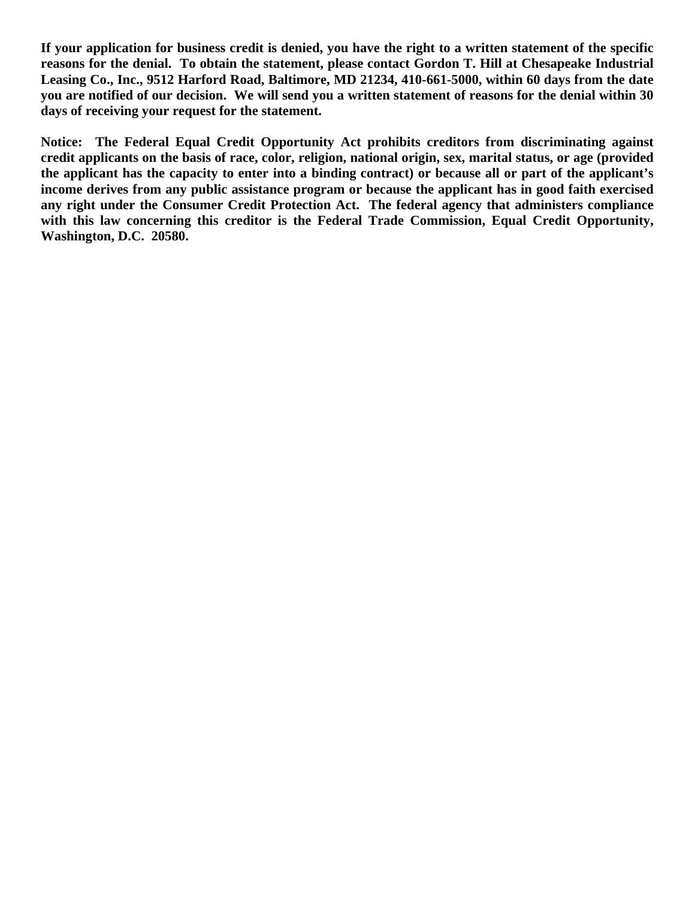**If your application for business credit is denied, you have the right to a written statement of the specific reasons for the denial. To obtain the statement, please contact Gordon T. Hill at Chesapeake Industrial Leasing Co., Inc., 9512 Harford Road, Baltimore, MD 21234, 410-661-5000, within 60 days from the date you are notified of our decision. We will send you a written statement of reasons for the denial within 30 days of receiving your request for the statement.**

**Notice: The Federal Equal Credit Opportunity Act prohibits creditors from discriminating against credit applicants on the basis of race, color, religion, national origin, sex, marital status, or age (provided the applicant has the capacity to enter into a binding contract) or because all or part of the applicant's income derives from any public assistance program or because the applicant has in good faith exercised any right under the Consumer Credit Protection Act. The federal agency that administers compliance with this law concerning this creditor is the Federal Trade Commission, Equal Credit Opportunity, Washington, D.C. 20580.**